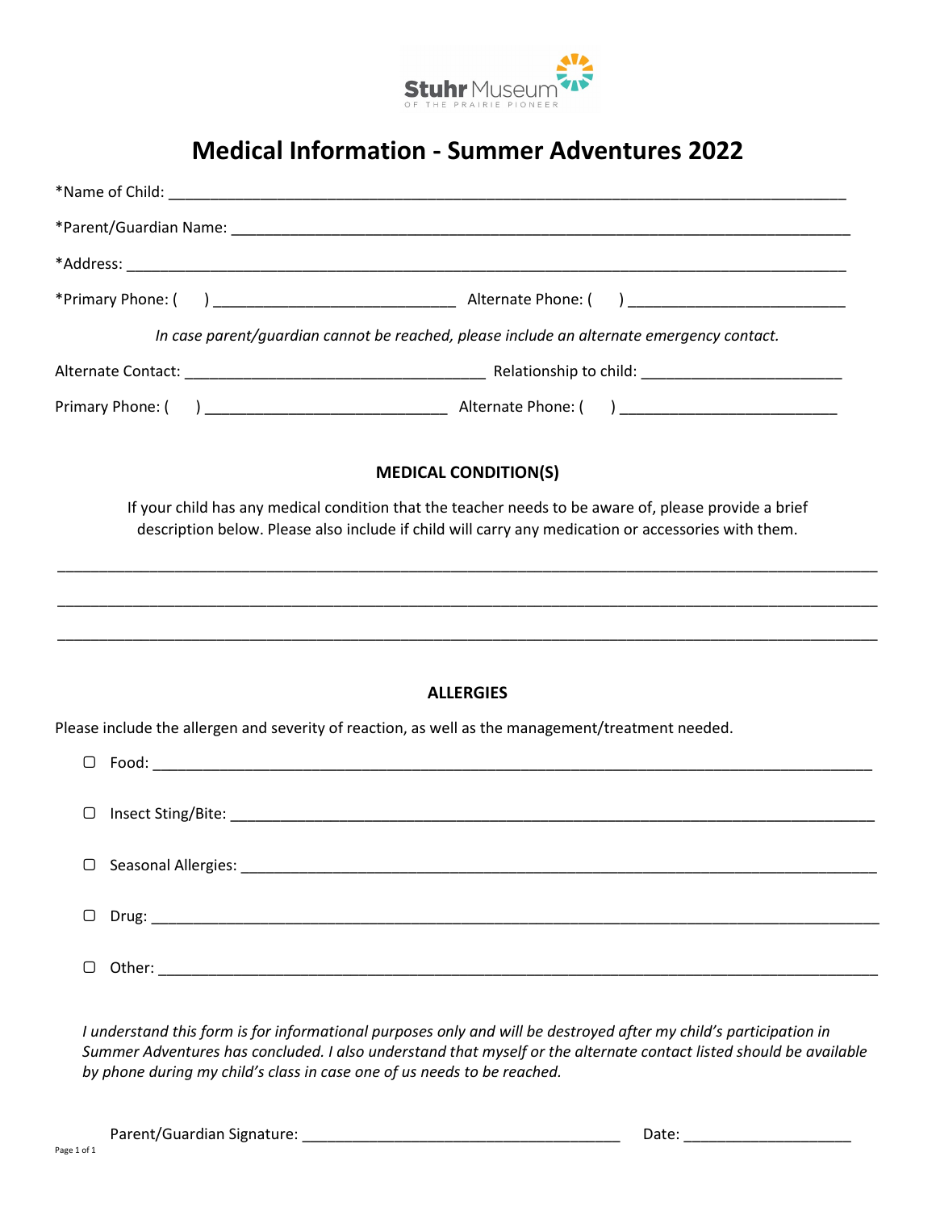Stuhr Museum OF THE PRAIRIE PIONEER

# Medical Information - Summer Adventures 2022

*Name of Child: ______________________________________________________________________________

*Parent/Guardian Name: _______________________________________________________________________

*Address: ___________________________________________________________________________________

*Primary Phone: (     ) ____________________________ Alternate Phone: (     ) __________________________

*In case parent/guardian cannot be reached, please include an alternate emergency contact.*

Alternate Contact: ___________________________________ Relationship to child: _______________________

Primary Phone: (     ) ____________________________ Alternate Phone: (     ) __________________________

**MEDICAL CONDITION(S)**

If your child has any medical condition that the teacher needs to be aware of, please provide a brief description below. Please also include if child will carry any medication or accessories with them.

______________________________________________________________________________________________

______________________________________________________________________________________________

______________________________________________________________________________________________

**ALLERGIES**

Please include the allergen and severity of reaction, as well as the management/treatment needed.

- ☐ Food: _________________________________________________________________________________
- ☐ Insect Sting/Bite: ______________________________________________________________________
- ☐ Seasonal Allergies: _____________________________________________________________________
- ☐ Drug: _________________________________________________________________________________
- ☐ Other: ________________________________________________________________________________

*I understand this form is for informational purposes only and will be destroyed after my child's participation in Summer Adventures has concluded. I also understand that myself or the alternate contact listed should be available by phone during my child's class in case one of us needs to be reached.*

Parent/Guardian Signature: ______________________________________ Date: ____________________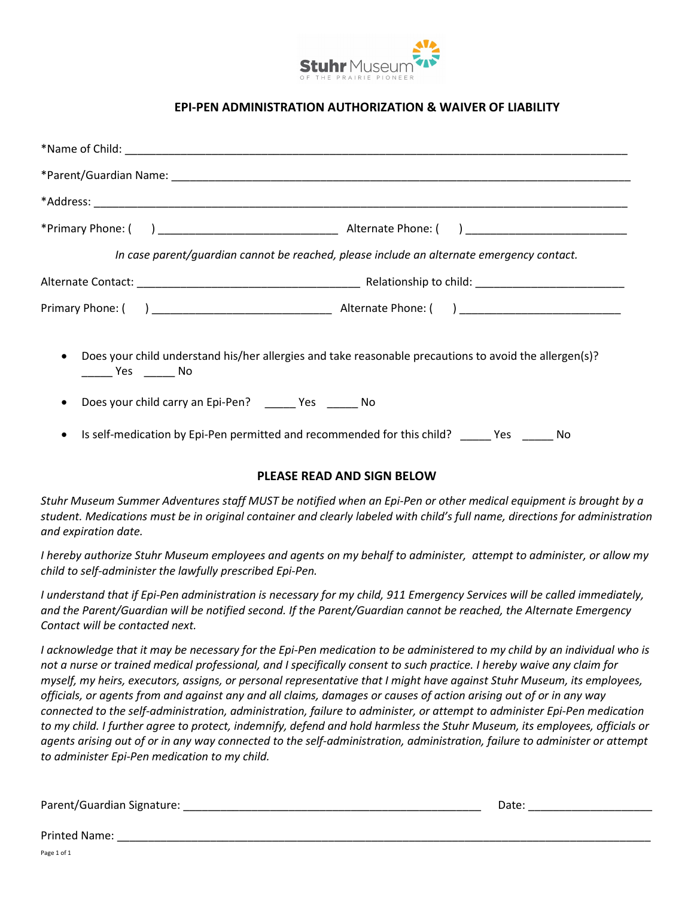Stuhr Museum
OF THE PRAIRIE PIONEER

## EPI-PEN ADMINISTRATION AUTHORIZATION & WAIVER OF LIABILITY

*Name of Child: ______________________________________________________________________________

*Parent/Guardian Name: _______________________________________________________________________

*Address: ___________________________________________________________________________________

*Primary Phone: (     ) ____________________________ Alternate Phone: (     ) _________________________

*In case parent/guardian cannot be reached, please include an alternate emergency contact.*

Alternate Contact: ___________________________________ Relationship to child: ________________________

Primary Phone: (     ) ____________________________ Alternate Phone: (     ) _________________________

- Does your child understand his/her allergies and take reasonable precautions to avoid the allergen(s)? _____ Yes _____ No
- Does your child carry an Epi-Pen? _____ Yes _____ No
- Is self-medication by Epi-Pen permitted and recommended for this child? _____ Yes _____ No

### PLEASE READ AND SIGN BELOW

*Stuhr Museum Summer Adventures staff MUST be notified when an Epi-Pen or other medical equipment is brought by a student. Medications must be in original container and clearly labeled with child's full name, directions for administration and expiration date.*

*I hereby authorize Stuhr Museum employees and agents on my behalf to administer, attempt to administer, or allow my child to self-administer the lawfully prescribed Epi-Pen.*

*I understand that if Epi-Pen administration is necessary for my child, 911 Emergency Services will be called immediately, and the Parent/Guardian will be notified second. If the Parent/Guardian cannot be reached, the Alternate Emergency Contact will be contacted next.*

*I acknowledge that it may be necessary for the Epi-Pen medication to be administered to my child by an individual who is not a nurse or trained medical professional, and I specifically consent to such practice. I hereby waive any claim for myself, my heirs, executors, assigns, or personal representative that I might have against Stuhr Museum, its employees, officials, or agents from and against any and all claims, damages or causes of action arising out of or in any way connected to the self-administration, administration, failure to administer, or attempt to administer Epi-Pen medication to my child. I further agree to protect, indemnify, defend and hold harmless the Stuhr Museum, its employees, officials or agents arising out of or in any way connected to the self-administration, administration, failure to administer or attempt to administer Epi-Pen medication to my child.*

Parent/Guardian Signature: _______________________________________________ Date: ___________________

Printed Name: _______________________________________________________________________________